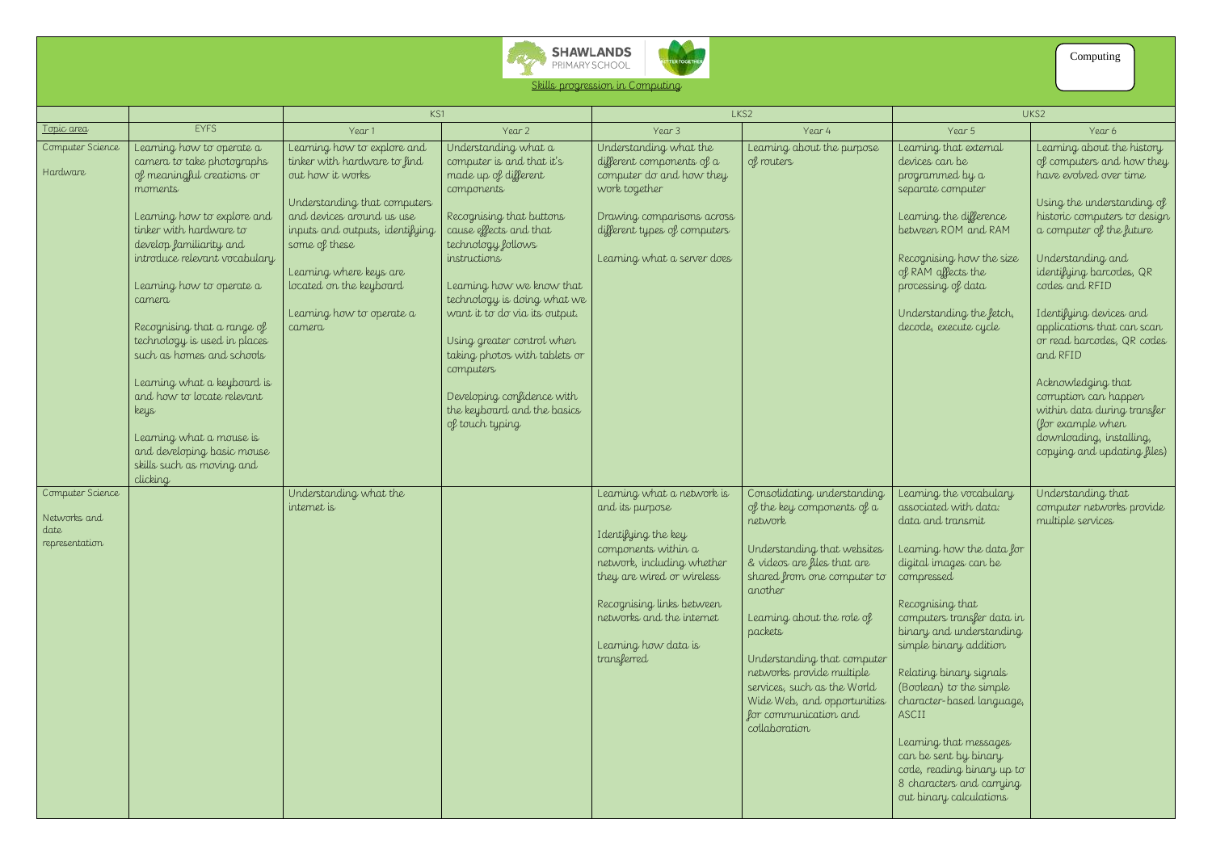SHAWLANDS PRIMARY SCHOOL

Skills progression in Computing

Computing

| | | KS1 | | LKS2 | | UKS2 | |
|---|---|---|---|---|---|---|---|
| Topic area | EYFS | Year 1 | Year 2 | Year 3 | Year 4 | Year 5 | Year 6 |
| Computer Science<br><br>Hardware | Learning how to operate a camera to take photographs of meaningful creations or moments<br><br>Learning how to explore and tinker with hardware to develop familiarity and introduce relevant vocabulary<br><br>Learning how to operate a camera<br><br>Recognising that a range of technology is used in places such as homes and schools<br><br>Learning what a keyboard is and how to locate relevant keys<br><br>Learning what a mouse is and developing basic mouse skills such as moving and clicking | Learning how to explore and tinker with hardware to find out how it works<br><br>Understanding that computers and devices around us use inputs and outputs, identifying some of these<br><br>Learning where keys are located on the keyboard<br><br>Learning how to operate a camera | Understanding what a computer is and that it's made up of different components<br><br>Recognising that buttons cause effects and that technology follows instructions<br><br>Learning how we know that technology is doing what we want it to do via its output.<br><br>Using greater control when taking photos with tablets or computers<br><br>Developing confidence with the keyboard and the basics of touch typing | Understanding what the different components of a computer do and how they work together<br><br>Drawing comparisons across different types of computers<br><br>Learning what a server does | Learning about the purpose of routers | Learning that external devices can be programmed by a separate computer<br><br>Learning the difference between ROM and RAM<br><br>Recognising how the size of RAM affects the processing of data<br><br>Understanding the fetch, decode, execute cycle | Learning about the history of computers and how they have evolved over time<br><br>Using the understanding of historic computers to design a computer of the future<br><br>Understanding and identifying barcodes, QR codes and RFID<br><br>Identifying devices and applications that can scan or read barcodes, QR codes and RFID<br><br>Acknowledging that corruption can happen within data during transfer (for example when downloading, installing, copying and updating files) |
| Computer Science<br><br>Networks and date representation | | Understanding what the internet is | | Learning what a network is and its purpose<br><br>Identifying the key components within a network, including whether they are wired or wireless<br><br>Recognising links between networks and the internet<br><br>Learning how data is transferred | Consolidating understanding of the key components of a network<br><br>Understanding that websites & videos are files that are shared from one computer to another<br><br>Learning about the role of packets<br><br>Understanding that computer networks provide multiple services, such as the World Wide Web, and opportunities for communication and collaboration | Learning the vocabulary associated with data: data and transmit<br><br>Learning how the data for digital images can be compressed<br><br>Recognising that computers transfer data in binary and understanding simple binary addition<br><br>Relating binary signals (Boolean) to the simple character-based language, ASCII<br><br>Learning that messages can be sent by binary code, reading binary up to 8 characters and carrying out binary calculations | Understanding that computer networks provide multiple services |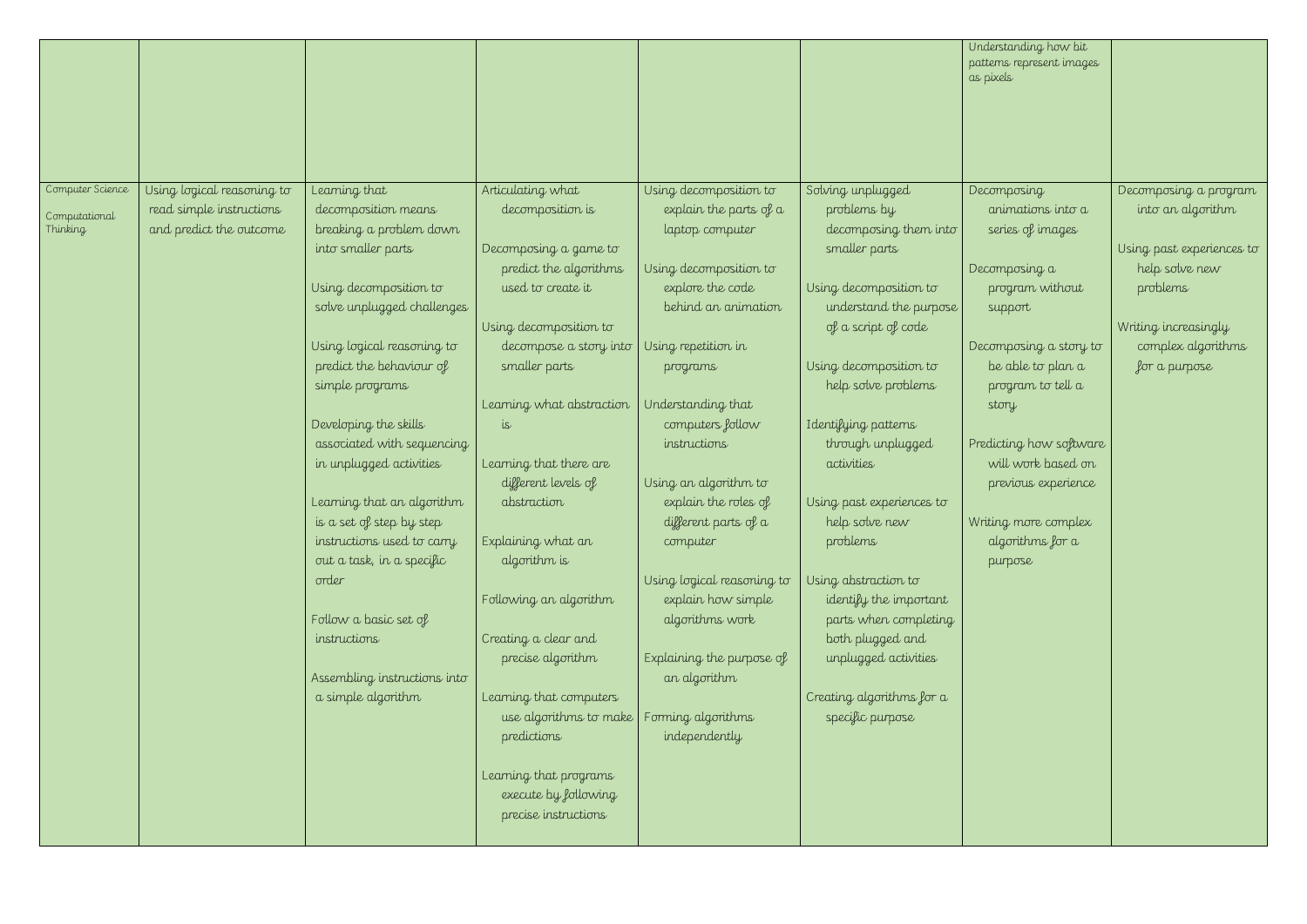| | | | | | | | |
|---|---|---|---|---|---|---|---|
| | | | | | | Understanding how bit patterns represent images as pixels | |
| Computer Science<br><br>Computational Thinking | Using logical reasoning to read simple instructions and predict the outcome | Learning that decomposition means breaking a problem down into smaller parts<br><br>Using decomposition to solve unplugged challenges<br><br>Using logical reasoning to predict the behaviour of simple programs<br><br>Developing the skills associated with sequencing in unplugged activities<br><br>Learning that an algorithm is a set of step by step instructions used to carry out a task, in a specific order<br><br>Follow a basic set of instructions<br><br>Assembling instructions into a simple algorithm | Articulating what decomposition is<br><br>Decomposing a game to predict the algorithms used to create it<br><br>Using decomposition to decompose a story into smaller parts<br><br>Learning what abstraction is<br><br>Learning that there are different levels of abstraction<br><br>Explaining what an algorithm is<br><br>Following an algorithm<br><br>Creating a clear and precise algorithm<br><br>Learning that computers use algorithms to make predictions<br><br>Learning that programs execute by following precise instructions | Using decomposition to explain the parts of a laptop computer<br><br>Using decomposition to explore the code behind an animation<br><br>Using repetition in programs<br><br>Understanding that computers follow instructions<br><br>Using an algorithm to explain the roles of different parts of a computer<br><br>Using logical reasoning to explain how simple algorithms work<br><br>Explaining the purpose of an algorithm<br><br>Forming algorithms independently | Solving unplugged problems by decomposing them into smaller parts<br><br>Using decomposition to understand the purpose of a script of code<br><br>Using decomposition to help solve problems<br><br>Identifying patterns through unplugged activities<br><br>Using past experiences to help solve new problems<br><br>Using abstraction to identify the important parts when completing both plugged and unplugged activities<br><br>Creating algorithms for a specific purpose | Decomposing animations into a series of images<br><br>Decomposing a program without support<br><br>Decomposing a story to be able to plan a program to tell a story<br><br>Predicting how software will work based on previous experience<br><br>Writing more complex algorithms for a purpose | Decomposing a program into an algorithm<br><br>Using past experiences to help solve new problems<br><br>Writing increasingly complex algorithms for a purpose |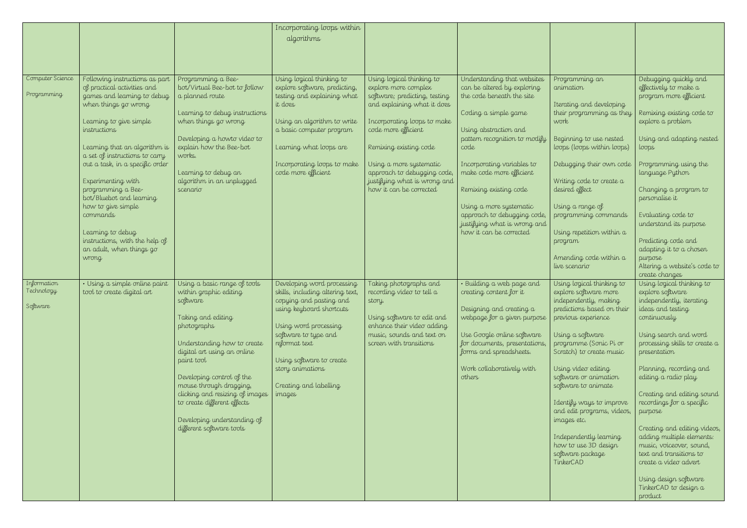| | | | | | | | |
|---|---|---|---|---|---|---|---|
| | | | Incorporating loops within algorithms | | | | |
| Computer Science<br><br>Programming | Following instructions as part of practical activities and games and learning to debug when things go wrong<br><br>Learning to give simple instructions<br><br>Learning that an algorithm is a set of instructions to carry out a task, in a specific order<br><br>Experimenting with programming a Bee-bot/Bluebot and learning how to give simple commands<br><br>Learning to debug instructions, with the help of an adult, when things go wrong | Programming a Bee-bot/Virtual Bee-bot to follow a planned route<br><br>Learning to debug instructions when things go wrong<br><br>Developing a howto video to explain how the Bee-bot works.<br><br>Learning to debug an algorithm in an unplugged scenario | Using logical thinking to explore software, predicting, testing and explaining what it does<br><br>Using an algorithm to write a basic computer program<br><br>Learning what loops are<br><br>Incorporating loops to make code more efficient | Using logical thinking to explore more complex software; predicting, testing and explaining what it does<br><br>Incorporating loops to make code more efficient<br><br>Remixing existing code<br><br>Using a more systematic approach to debugging code, justifying what is wrong and how it can be corrected | Understanding that websites can be altered by exploring the code beneath the site<br><br>Coding a simple game<br><br>Using abstraction and pattern recognition to modify code<br><br>Incorporating variables to make code more efficient<br><br>Remixing existing code<br><br>Using a more systematic approach to debugging code, justifying what is wrong and how it can be corrected | Programming an animation<br><br>Iterating and developing their programming as they work<br><br>Beginning to use nested loops (loops within loops)<br><br>Debugging their own code<br><br>Writing code to create a desired effect<br><br>Using a range of programming commands<br><br>Using repetition within a program<br><br>Amending code within a live scenario | Debugging quickly and effectively to make a program more efficient<br><br>Remixing existing code to explore a problem<br><br>Using and adapting nested loops<br><br>Programming using the language Python<br><br>Changing a program to personalise it<br><br>Evaluating code to understand its purpose<br><br>Predicting code and adapting it to a chosen purpose<br>Altering a website's code to create changes |
| Information Technology<br><br>Software | • Using a simple online paint tool to create digital art | Using a basic range of tools within graphic editing software<br><br>Taking and editing photographs<br><br>Understanding how to create digital art using an online paint tool<br><br>Developing control of the mouse through dragging, clicking and resizing of images to create different effects<br><br>Developing understanding of different software tools | Developing word processing skills, including altering text, copying and pasting and using keyboard shortcuts<br><br>Using word processing software to type and reformat text<br><br>Using software to create story animations<br><br>Creating and labelling images | Taking photographs and recording video to tell a story.<br><br>Using software to edit and enhance their video adding music, sounds and text on screen with transitions | • Building a web page and creating content for it<br><br>Designing and creating a webpage for a given purpose<br><br>Use Google online software for documents, presentations, forms and spreadsheets.<br><br>Work collaboratively with others | Using logical thinking to explore software more independently, making predictions based on their previous experience<br><br>Using a software programme (Sonic Pi or Scratch) to create music<br><br>Using video editing software or animation software to animate<br><br>Identify ways to improve and edit programs, videos, images etc.<br><br>Independently learning how to use 3D design software package TinkerCAD | Using logical thinking to explore software independently, iterating ideas and testing continuously<br><br>Using search and word processing skills to create a presentation<br><br>Planning, recording and editing a radio play<br><br>Creating and editing sound recordings for a specific purpose<br><br>Creating and editing videos, adding multiple elements: music, voiceover, sound, text and transitions to create a video advert<br><br>Using design software TinkerCAD to design a product |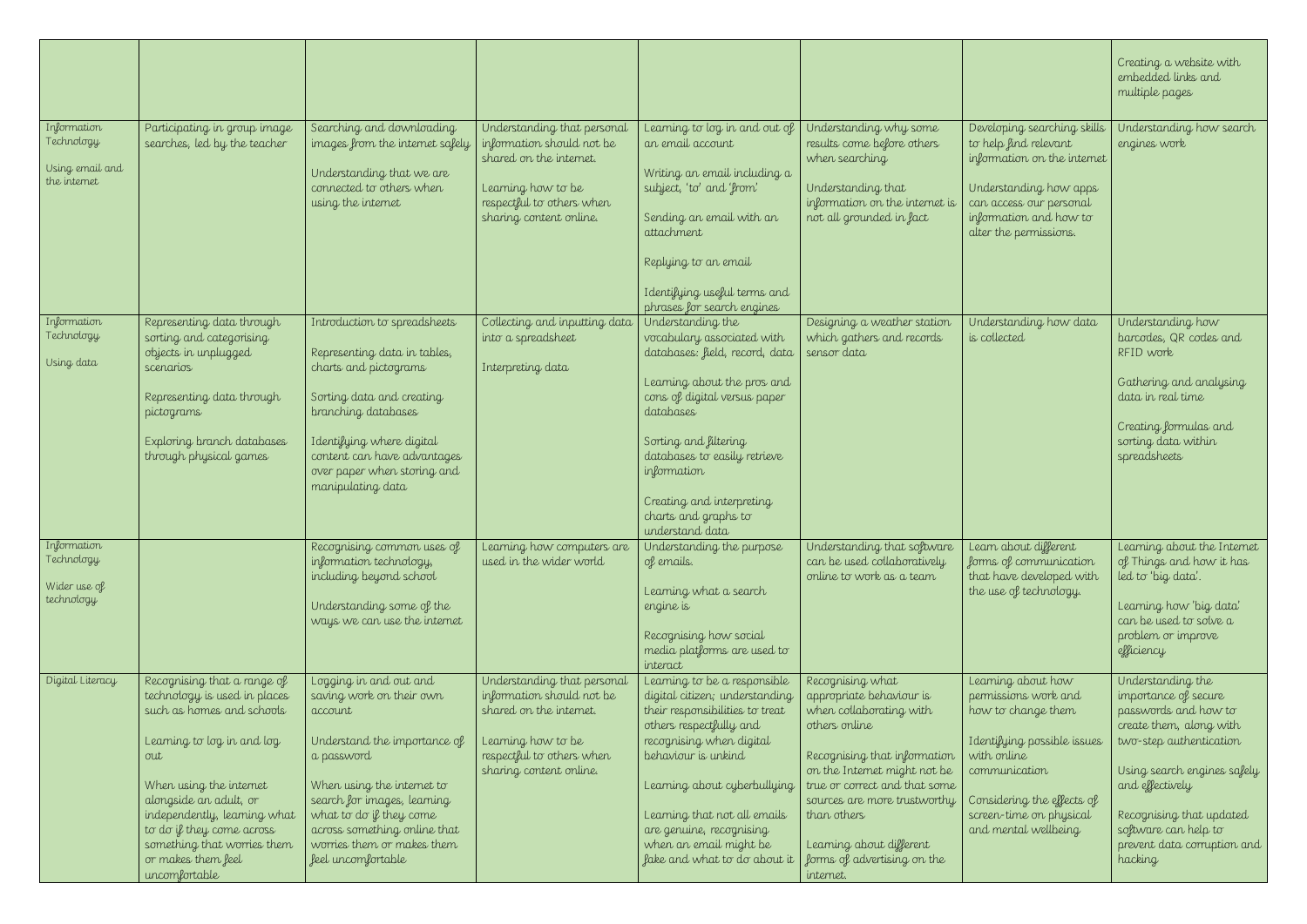| | | | | | | | |
|---|---|---|---|---|---|---|---|
| | | | | | | | Creating a website with embedded links and multiple pages |
| Information Technology<br><br>Using email and the internet | Participating in group image searches, led by the teacher | Searching and downloading images from the internet safely<br><br>Understanding that we are connected to others when using the internet | Understanding that personal information should not be shared on the internet.<br><br>Learning how to be respectful to others when sharing content online. | Learning to log in and out of an email account<br><br>Writing an email including a subject, 'to' and 'from'<br><br>Sending an email with an attachment<br><br>Replying to an email<br><br>Identifying useful terms and phrases for search engines | Understanding why some results come before others when searching<br><br>Understanding that information on the internet is not all grounded in fact | Developing searching skills to help find relevant information on the internet<br><br>Understanding how apps can access our personal information and how to alter the permissions. | Understanding how search engines work |
| Information Technology<br><br>Using data | Representing data through sorting and categorising objects in unplugged scenarios<br><br>Representing data through pictograms<br><br>Exploring branch databases through physical games | Introduction to spreadsheets<br><br>Representing data in tables, charts and pictograms<br><br>Sorting data and creating branching databases<br><br>Identifying where digital content can have advantages over paper when storing and manipulating data | Collecting and inputting data into a spreadsheet<br><br>Interpreting data | Understanding the vocabulary associated with databases: field, record, data<br><br>Learning about the pros and cons of digital versus paper databases<br><br>Sorting and filtering databases to easily retrieve information<br><br>Creating and interpreting charts and graphs to understand data | Designing a weather station which gathers and records sensor data | Understanding how data is collected | Understanding how barcodes, QR codes and RFID work<br><br>Gathering and analysing data in real time<br><br>Creating formulas and sorting data within spreadsheets |
| Information Technology<br><br>Wider use of technology | | Recognising common uses of information technology, including beyond school<br><br>Understanding some of the ways we can use the internet | Learning how computers are used in the wider world | Understanding the purpose of emails.<br><br>Learning what a search engine is<br><br>Recognising how social media platforms are used to interact | Understanding that software can be used collaboratively online to work as a team | Learn about different forms of communication that have developed with the use of technology. | Learning about the Internet of Things and how it has led to 'big data'.<br><br>Learning how 'big data' can be used to solve a problem or improve efficiency |
| Digital Literacy | Recognising that a range of technology is used in places such as homes and schools<br><br>Learning to log in and log out<br><br>When using the internet alongside an adult, or independently, learning what to do if they come across something that worries them or makes them feel uncomfortable | Logging in and out and saving work on their own account<br><br>Understand the importance of a password<br><br>When using the internet to search for images, learning what to do if they come across something online that worries them or makes them feel uncomfortable | Understanding that personal information should not be shared on the internet.<br><br>Learning how to be respectful to others when sharing content online. | Learning to be a responsible digital citizen; understanding their responsibilities to treat others respectfully and recognising when digital behaviour is unkind<br><br>Learning about cyberbullying<br><br>Learning that not all emails are genuine, recognising when an email might be fake and what to do about it | Recognising what appropriate behaviour is when collaborating with others online<br><br>Recognising that information on the Internet might not be true or correct and that some sources are more trustworthy than others<br><br>Learning about different forms of advertising on the internet. | Learning about how permissions work and how to change them<br><br>Identifying possible issues with online communication<br><br>Considering the effects of screen-time on physical and mental wellbeing | Understanding the importance of secure passwords and how to create them, along with two-step authentication<br><br>Using search engines safely and effectively<br><br>Recognising that updated software can help to prevent data corruption and hacking |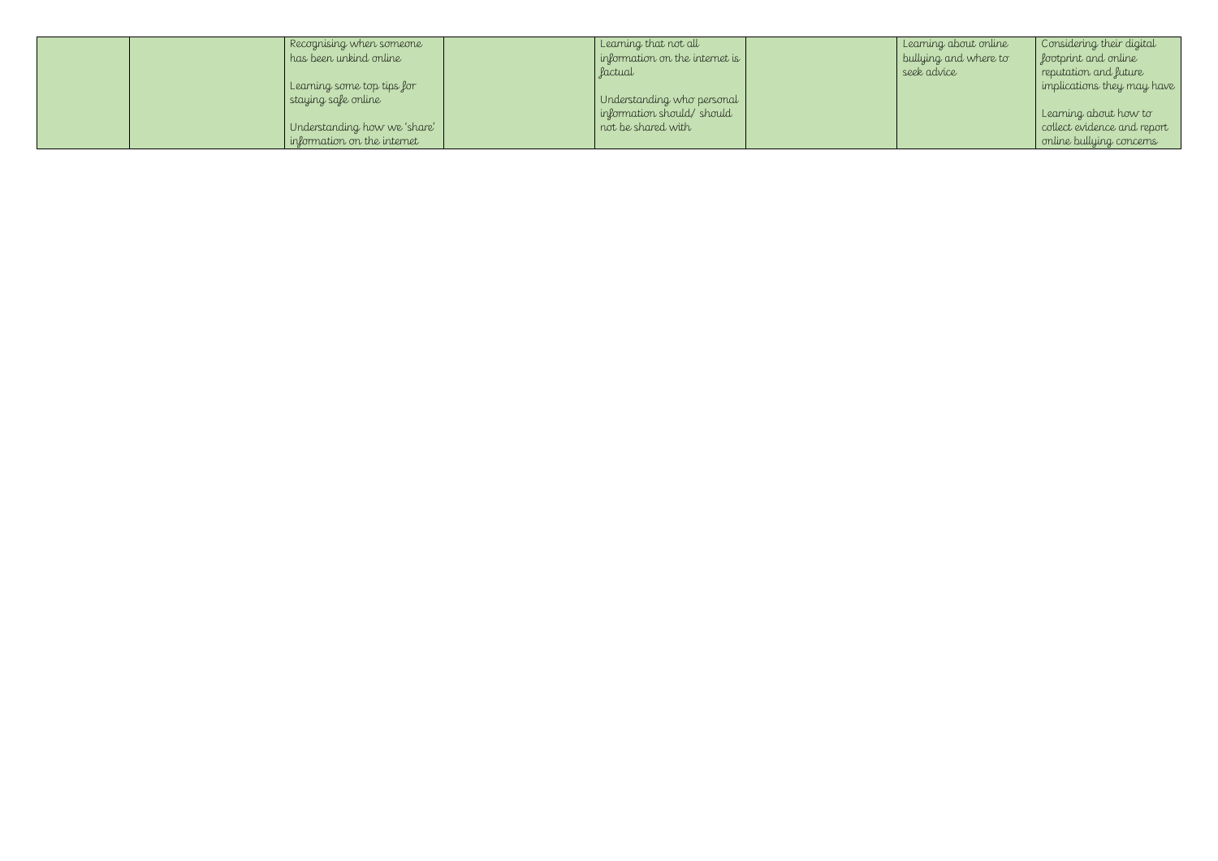| | | | | | | | |
|---|---|---|---|---|---|---|---|
| | | Recognising when someone has been unkind online<br><br>Learning some top tips for staying safe online<br><br>Understanding how we 'share' information on the internet | | Learning that not all information on the internet is factual<br><br>Understanding who personal information should/ should not be shared with | | Learning about online bullying and where to seek advice | Considering their digital footprint and online reputation and future implications they may have<br><br>Learning about how to collect evidence and report online bullying concerns |